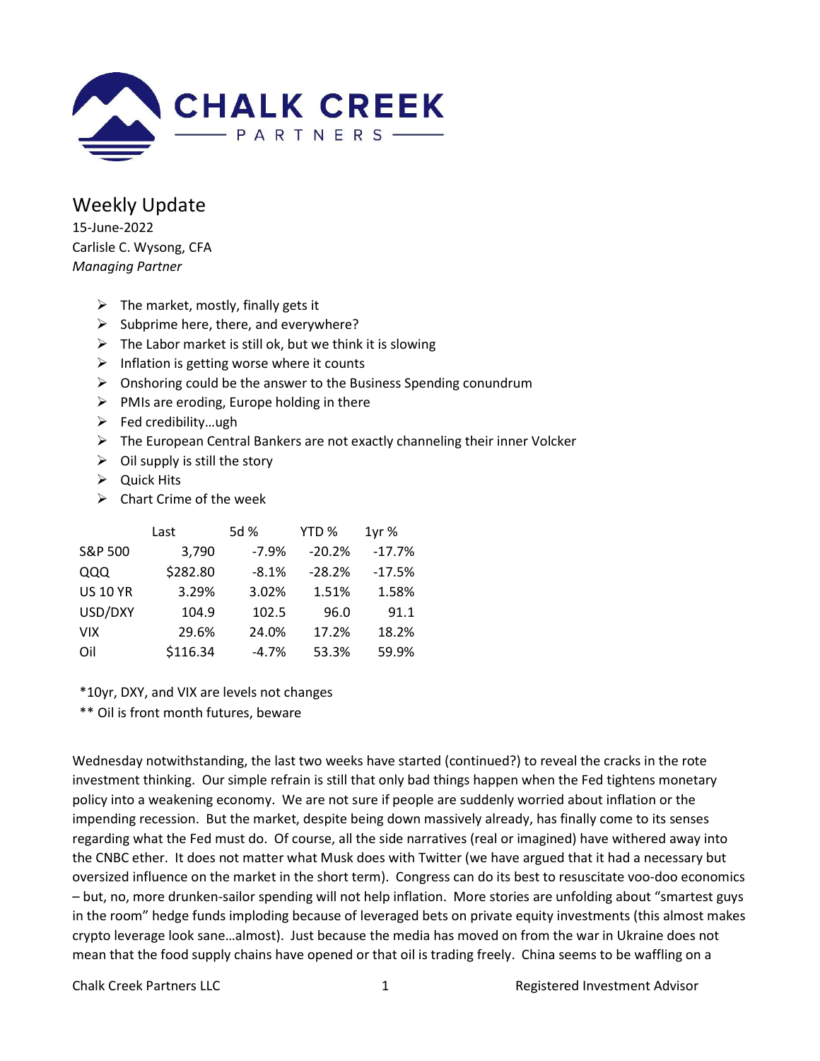# CHALK CREEK PARTNERS

## Weekly Update

15-June-2022
Carlisle C. Wysong, CFA
*Managing Partner*

- The market, mostly, finally gets it
- Subprime here, there, and everywhere?
- The Labor market is still ok, but we think it is slowing
- Inflation is getting worse where it counts
- Onshoring could be the answer to the Business Spending conundrum
- PMIs are eroding, Europe holding in there
- Fed credibility…ugh
- The European Central Bankers are not exactly channeling their inner Volcker
- Oil supply is still the story
- Quick Hits
- Chart Crime of the week

| | Last | 5d % | YTD % | 1yr % |
|---|---|---|---|---|
| S&P 500 | 3,790 | -7.9% | -20.2% | -17.7% |
| QQQ | $282.80 | -8.1% | -28.2% | -17.5% |
| US 10 YR | 3.29% | 3.02% | 1.51% | 1.58% |
| USD/DXY | 104.9 | 102.5 | 96.0 | 91.1 |
| VIX | 29.6% | 24.0% | 17.2% | 18.2% |
| Oil | $116.34 | -4.7% | 53.3% | 59.9% |

*10yr, DXY, and VIX are levels not changes

** Oil is front month futures, beware

Wednesday notwithstanding, the last two weeks have started (continued?) to reveal the cracks in the rote investment thinking. Our simple refrain is still that only bad things happen when the Fed tightens monetary policy into a weakening economy. We are not sure if people are suddenly worried about inflation or the impending recession. But the market, despite being down massively already, has finally come to its senses regarding what the Fed must do. Of course, all the side narratives (real or imagined) have withered away into the CNBC ether. It does not matter what Musk does with Twitter (we have argued that it had a necessary but oversized influence on the market in the short term). Congress can do its best to resuscitate voo-doo economics – but, no, more drunken-sailor spending will not help inflation. More stories are unfolding about "smartest guys in the room" hedge funds imploding because of leveraged bets on private equity investments (this almost makes crypto leverage look sane…almost). Just because the media has moved on from the war in Ukraine does not mean that the food supply chains have opened or that oil is trading freely. China seems to be waffling on a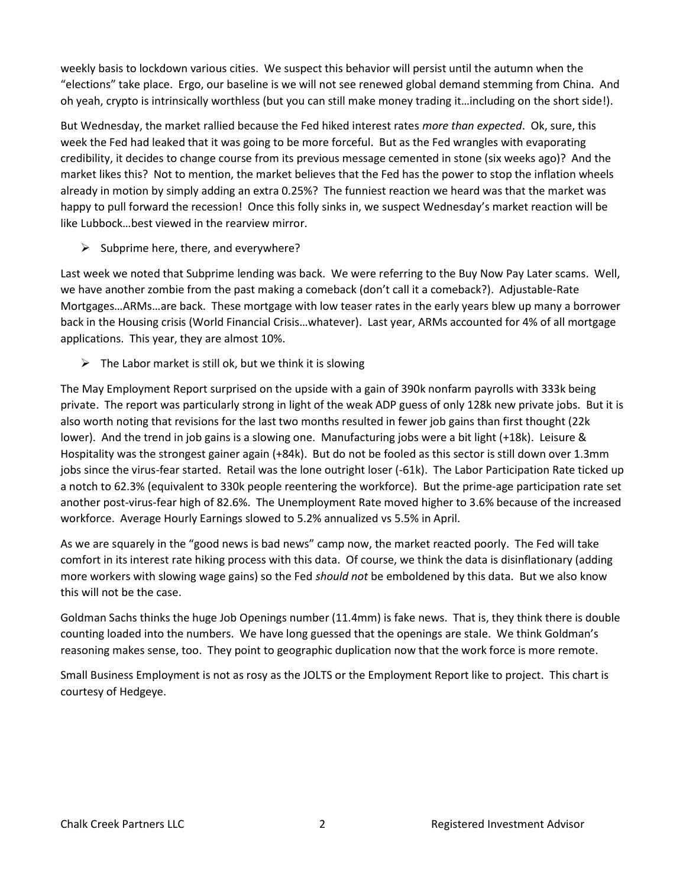weekly basis to lockdown various cities. We suspect this behavior will persist until the autumn when the "elections" take place. Ergo, our baseline is we will not see renewed global demand stemming from China. And oh yeah, crypto is intrinsically worthless (but you can still make money trading it…including on the short side!).

But Wednesday, the market rallied because the Fed hiked interest rates *more than expected*. Ok, sure, this week the Fed had leaked that it was going to be more forceful. But as the Fed wrangles with evaporating credibility, it decides to change course from its previous message cemented in stone (six weeks ago)? And the market likes this? Not to mention, the market believes that the Fed has the power to stop the inflation wheels already in motion by simply adding an extra 0.25%? The funniest reaction we heard was that the market was happy to pull forward the recession! Once this folly sinks in, we suspect Wednesday's market reaction will be like Lubbock…best viewed in the rearview mirror.

- Subprime here, there, and everywhere?

Last week we noted that Subprime lending was back. We were referring to the Buy Now Pay Later scams. Well, we have another zombie from the past making a comeback (don't call it a comeback?). Adjustable-Rate Mortgages…ARMs…are back. These mortgage with low teaser rates in the early years blew up many a borrower back in the Housing crisis (World Financial Crisis…whatever). Last year, ARMs accounted for 4% of all mortgage applications. This year, they are almost 10%.

- The Labor market is still ok, but we think it is slowing

The May Employment Report surprised on the upside with a gain of 390k nonfarm payrolls with 333k being private. The report was particularly strong in light of the weak ADP guess of only 128k new private jobs. But it is also worth noting that revisions for the last two months resulted in fewer job gains than first thought (22k lower). And the trend in job gains is a slowing one. Manufacturing jobs were a bit light (+18k). Leisure & Hospitality was the strongest gainer again (+84k). But do not be fooled as this sector is still down over 1.3mm jobs since the virus-fear started. Retail was the lone outright loser (-61k). The Labor Participation Rate ticked up a notch to 62.3% (equivalent to 330k people reentering the workforce). But the prime-age participation rate set another post-virus-fear high of 82.6%. The Unemployment Rate moved higher to 3.6% because of the increased workforce. Average Hourly Earnings slowed to 5.2% annualized vs 5.5% in April.

As we are squarely in the "good news is bad news" camp now, the market reacted poorly. The Fed will take comfort in its interest rate hiking process with this data. Of course, we think the data is disinflationary (adding more workers with slowing wage gains) so the Fed *should not* be emboldened by this data. But we also know this will not be the case.

Goldman Sachs thinks the huge Job Openings number (11.4mm) is fake news. That is, they think there is double counting loaded into the numbers. We have long guessed that the openings are stale. We think Goldman's reasoning makes sense, too. They point to geographic duplication now that the work force is more remote.

Small Business Employment is not as rosy as the JOLTS or the Employment Report like to project. This chart is courtesy of Hedgeye.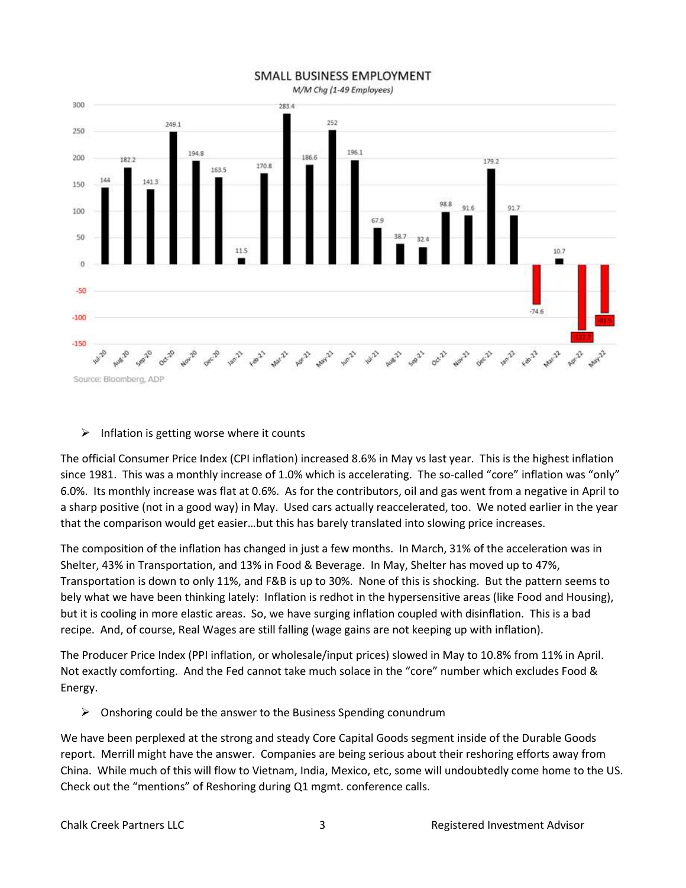SMALL BUSINESS EMPLOYMENT

*M/M Chg (1-49 Employees)*

| Month | Change |
| --- | --- |
| Jul-20 | 144 |
| Aug-20 | 182.2 |
| Sep-20 | 141.3 |
| Oct-20 | 249.1 |
| Nov-20 | 194.8 |
| Dec-20 | 163.5 |
| Jan-21 | 11.5 |
| Feb-21 | 170.8 |
| Mar-21 | 283.4 |
| Apr-21 | 186.6 |
| May-21 | 252 |
| Jun-21 | 196.1 |
| Jul-21 | 67.9 |
| Aug-21 | 38.7 |
| Sep-21 | 32.4 |
| Oct-21 | 98.8 |
| Nov-21 | 91.6 |
| Dec-21 | 179.2 |
| Jan-22 | 91.7 |
| Feb-22 | -74.6 |
| Mar-22 | 10.7 |
| Apr-22 | -121.7 |
| May-22 | -91.5 |

Source: Bloomberg, ADP

- Inflation is getting worse where it counts

The official Consumer Price Index (CPI inflation) increased 8.6% in May vs last year. This is the highest inflation since 1981. This was a monthly increase of 1.0% which is accelerating. The so-called "core" inflation was "only" 6.0%. Its monthly increase was flat at 0.6%. As for the contributors, oil and gas went from a negative in April to a sharp positive (not in a good way) in May. Used cars actually reaccelerated, too. We noted earlier in the year that the comparison would get easier…but this has barely translated into slowing price increases.

The composition of the inflation has changed in just a few months. In March, 31% of the acceleration was in Shelter, 43% in Transportation, and 13% in Food & Beverage. In May, Shelter has moved up to 47%, Transportation is down to only 11%, and F&B is up to 30%. None of this is shocking. But the pattern seems to bely what we have been thinking lately: Inflation is redhot in the hypersensitive areas (like Food and Housing), but it is cooling in more elastic areas. So, we have surging inflation coupled with disinflation. This is a bad recipe. And, of course, Real Wages are still falling (wage gains are not keeping up with inflation).

The Producer Price Index (PPI inflation, or wholesale/input prices) slowed in May to 10.8% from 11% in April. Not exactly comforting. And the Fed cannot take much solace in the "core" number which excludes Food & Energy.

- Onshoring could be the answer to the Business Spending conundrum

We have been perplexed at the strong and steady Core Capital Goods segment inside of the Durable Goods report. Merrill might have the answer. Companies are being serious about their reshoring efforts away from China. While much of this will flow to Vietnam, India, Mexico, etc, some will undoubtedly come home to the US. Check out the "mentions" of Reshoring during Q1 mgmt. conference calls.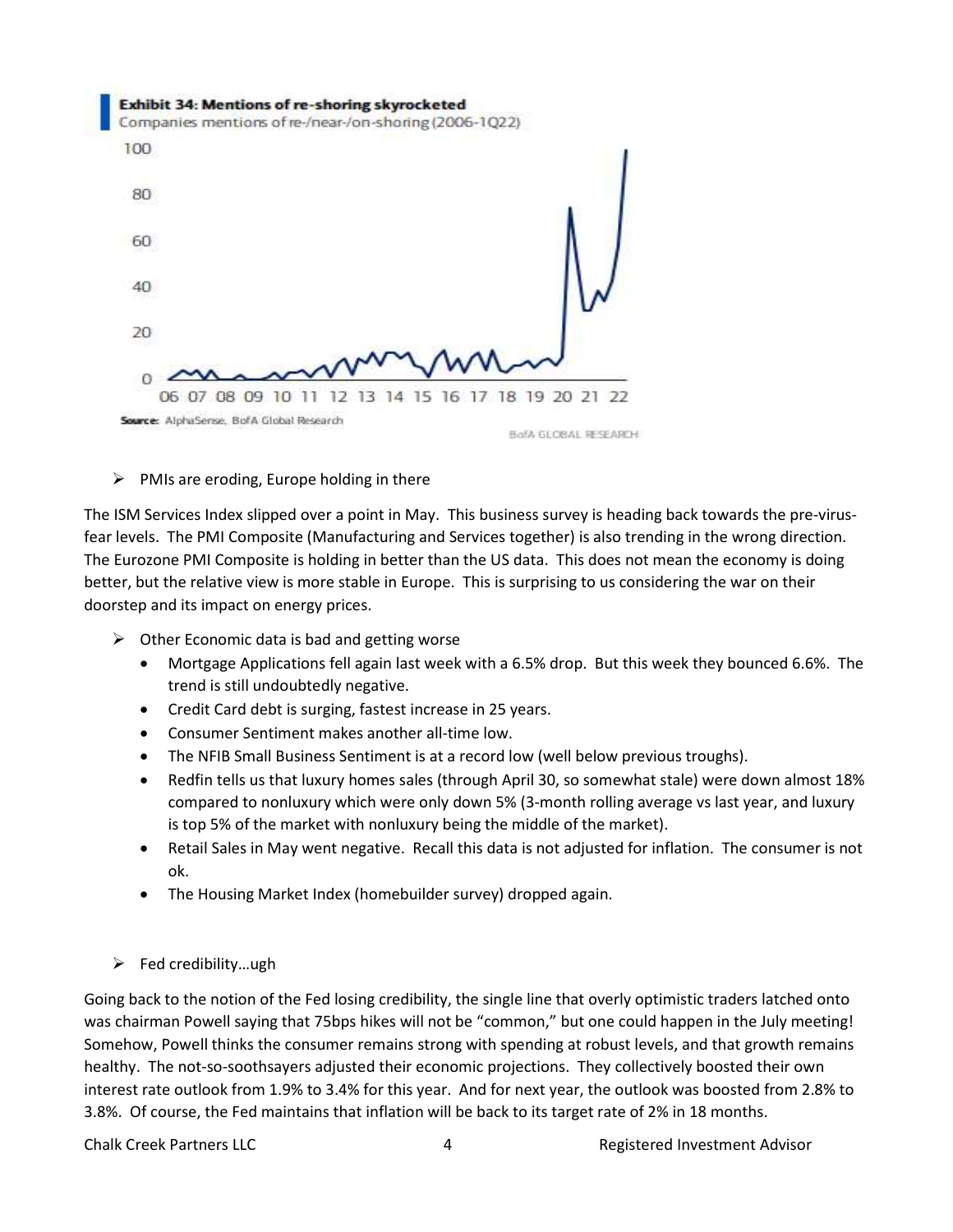**Exhibit 34: Mentions of re-shoring skyrocketed**

Companies mentions of re-/near-/on-shoring (2006-1Q22)

Source: AlphaSense, BofA Global Research

- PMIs are eroding, Europe holding in there

The ISM Services Index slipped over a point in May. This business survey is heading back towards the pre-virus-fear levels. The PMI Composite (Manufacturing and Services together) is also trending in the wrong direction. The Eurozone PMI Composite is holding in better than the US data. This does not mean the economy is doing better, but the relative view is more stable in Europe. This is surprising to us considering the war on their doorstep and its impact on energy prices.

- Other Economic data is bad and getting worse
  - Mortgage Applications fell again last week with a 6.5% drop. But this week they bounced 6.6%. The trend is still undoubtedly negative.
  - Credit Card debt is surging, fastest increase in 25 years.
  - Consumer Sentiment makes another all-time low.
  - The NFIB Small Business Sentiment is at a record low (well below previous troughs).
  - Redfin tells us that luxury homes sales (through April 30, so somewhat stale) were down almost 18% compared to nonluxury which were only down 5% (3-month rolling average vs last year, and luxury is top 5% of the market with nonluxury being the middle of the market).
  - Retail Sales in May went negative. Recall this data is not adjusted for inflation. The consumer is not ok.
  - The Housing Market Index (homebuilder survey) dropped again.

- Fed credibility…ugh

Going back to the notion of the Fed losing credibility, the single line that overly optimistic traders latched onto was chairman Powell saying that 75bps hikes will not be "common," but one could happen in the July meeting! Somehow, Powell thinks the consumer remains strong with spending at robust levels, and that growth remains healthy. The not-so-soothsayers adjusted their economic projections. They collectively boosted their own interest rate outlook from 1.9% to 3.4% for this year. And for next year, the outlook was boosted from 2.8% to 3.8%. Of course, the Fed maintains that inflation will be back to its target rate of 2% in 18 months.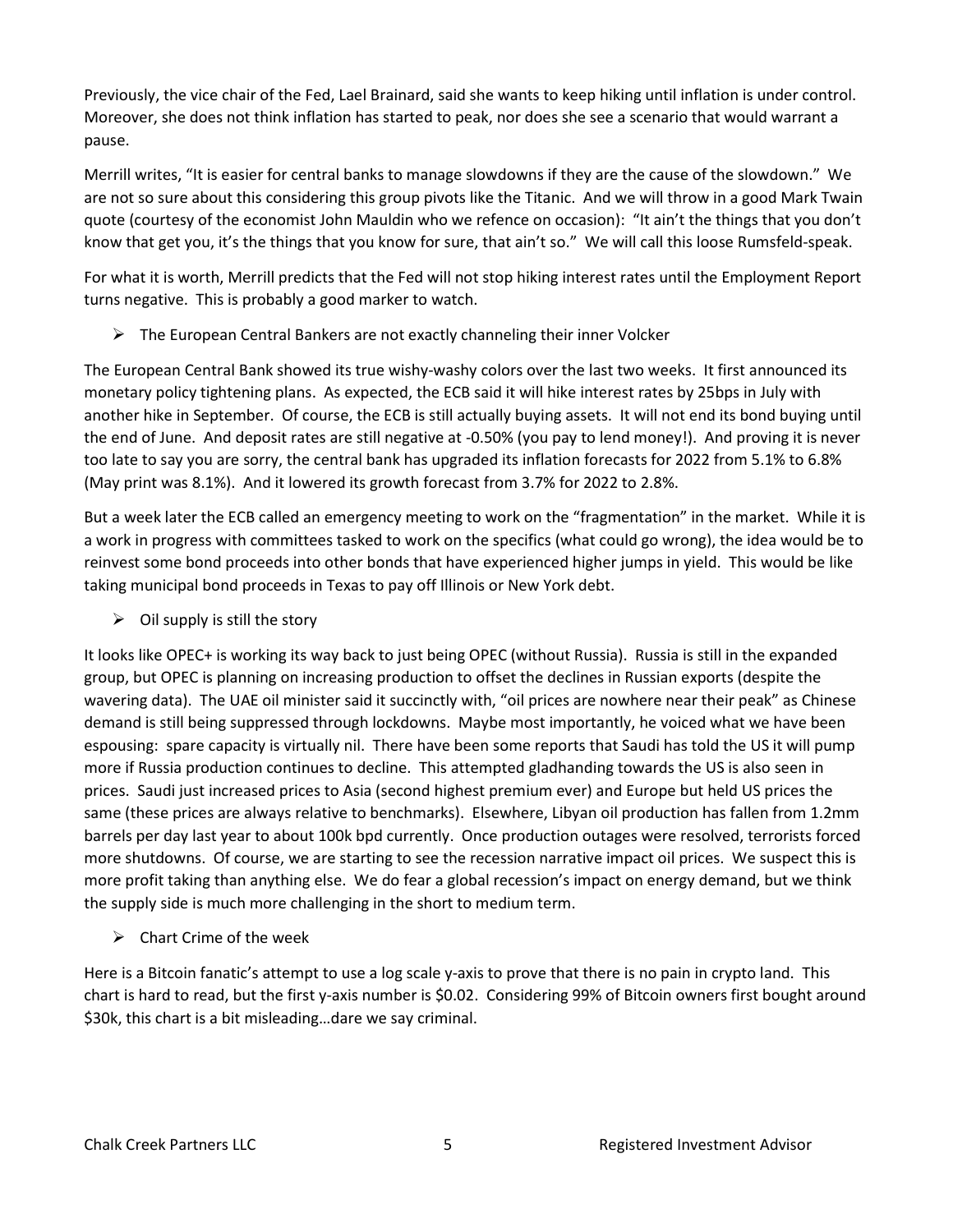Previously, the vice chair of the Fed, Lael Brainard, said she wants to keep hiking until inflation is under control. Moreover, she does not think inflation has started to peak, nor does she see a scenario that would warrant a pause.

Merrill writes, "It is easier for central banks to manage slowdowns if they are the cause of the slowdown." We are not so sure about this considering this group pivots like the Titanic. And we will throw in a good Mark Twain quote (courtesy of the economist John Mauldin who we refence on occasion): "It ain't the things that you don't know that get you, it's the things that you know for sure, that ain't so." We will call this loose Rumsfeld-speak.

For what it is worth, Merrill predicts that the Fed will not stop hiking interest rates until the Employment Report turns negative. This is probably a good marker to watch.

- The European Central Bankers are not exactly channeling their inner Volcker

The European Central Bank showed its true wishy-washy colors over the last two weeks. It first announced its monetary policy tightening plans. As expected, the ECB said it will hike interest rates by 25bps in July with another hike in September. Of course, the ECB is still actually buying assets. It will not end its bond buying until the end of June. And deposit rates are still negative at -0.50% (you pay to lend money!). And proving it is never too late to say you are sorry, the central bank has upgraded its inflation forecasts for 2022 from 5.1% to 6.8% (May print was 8.1%). And it lowered its growth forecast from 3.7% for 2022 to 2.8%.

But a week later the ECB called an emergency meeting to work on the "fragmentation" in the market. While it is a work in progress with committees tasked to work on the specifics (what could go wrong), the idea would be to reinvest some bond proceeds into other bonds that have experienced higher jumps in yield. This would be like taking municipal bond proceeds in Texas to pay off Illinois or New York debt.

- Oil supply is still the story

It looks like OPEC+ is working its way back to just being OPEC (without Russia). Russia is still in the expanded group, but OPEC is planning on increasing production to offset the declines in Russian exports (despite the wavering data). The UAE oil minister said it succinctly with, "oil prices are nowhere near their peak" as Chinese demand is still being suppressed through lockdowns. Maybe most importantly, he voiced what we have been espousing: spare capacity is virtually nil. There have been some reports that Saudi has told the US it will pump more if Russia production continues to decline. This attempted gladhanding towards the US is also seen in prices. Saudi just increased prices to Asia (second highest premium ever) and Europe but held US prices the same (these prices are always relative to benchmarks). Elsewhere, Libyan oil production has fallen from 1.2mm barrels per day last year to about 100k bpd currently. Once production outages were resolved, terrorists forced more shutdowns. Of course, we are starting to see the recession narrative impact oil prices. We suspect this is more profit taking than anything else. We do fear a global recession's impact on energy demand, but we think the supply side is much more challenging in the short to medium term.

- Chart Crime of the week

Here is a Bitcoin fanatic's attempt to use a log scale y-axis to prove that there is no pain in crypto land. This chart is hard to read, but the first y-axis number is $0.02. Considering 99% of Bitcoin owners first bought around $30k, this chart is a bit misleading…dare we say criminal.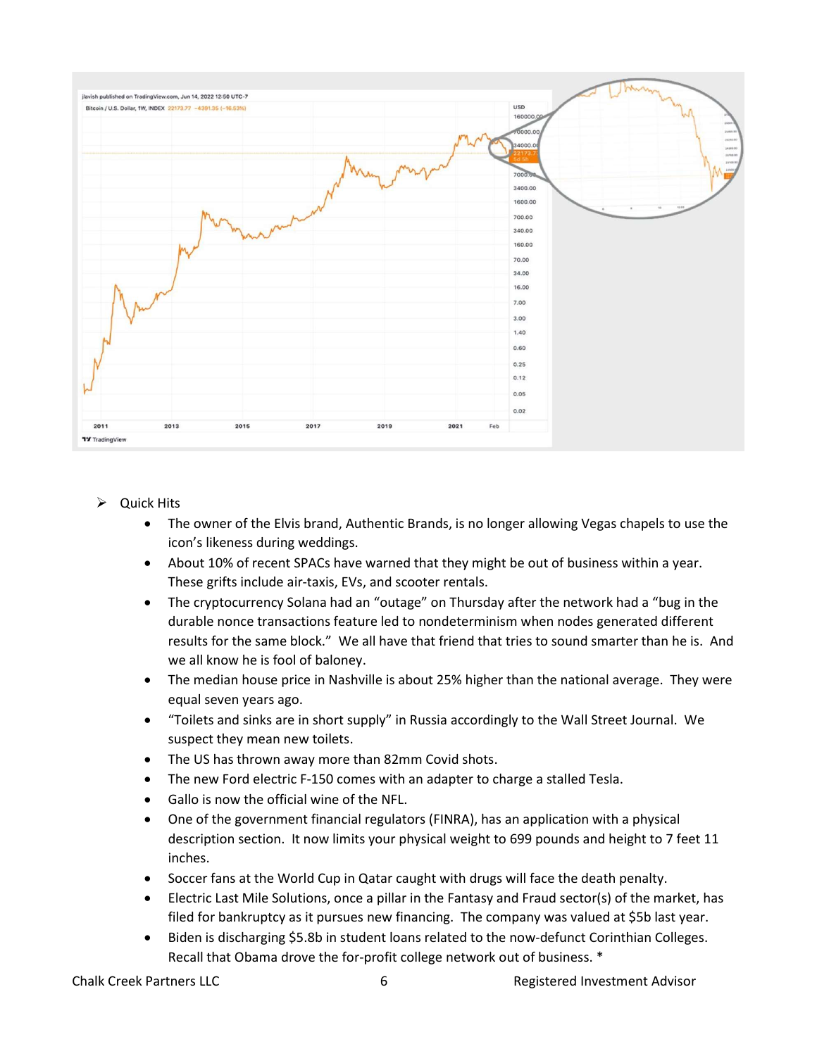- Quick Hits
  - The owner of the Elvis brand, Authentic Brands, is no longer allowing Vegas chapels to use the icon's likeness during weddings.
  - About 10% of recent SPACs have warned that they might be out of business within a year. These grifts include air-taxis, EVs, and scooter rentals.
  - The cryptocurrency Solana had an "outage" on Thursday after the network had a "bug in the durable nonce transactions feature led to nondeterminism when nodes generated different results for the same block." We all have that friend that tries to sound smarter than he is. And we all know he is fool of baloney.
  - The median house price in Nashville is about 25% higher than the national average. They were equal seven years ago.
  - "Toilets and sinks are in short supply" in Russia accordingly to the Wall Street Journal. We suspect they mean new toilets.
  - The US has thrown away more than 82mm Covid shots.
  - The new Ford electric F-150 comes with an adapter to charge a stalled Tesla.
  - Gallo is now the official wine of the NFL.
  - One of the government financial regulators (FINRA), has an application with a physical description section. It now limits your physical weight to 699 pounds and height to 7 feet 11 inches.
  - Soccer fans at the World Cup in Qatar caught with drugs will face the death penalty.
  - Electric Last Mile Solutions, once a pillar in the Fantasy and Fraud sector(s) of the market, has filed for bankruptcy as it pursues new financing. The company was valued at $5b last year.
  - Biden is discharging $5.8b in student loans related to the now-defunct Corinthian Colleges. Recall that Obama drove the for-profit college network out of business. *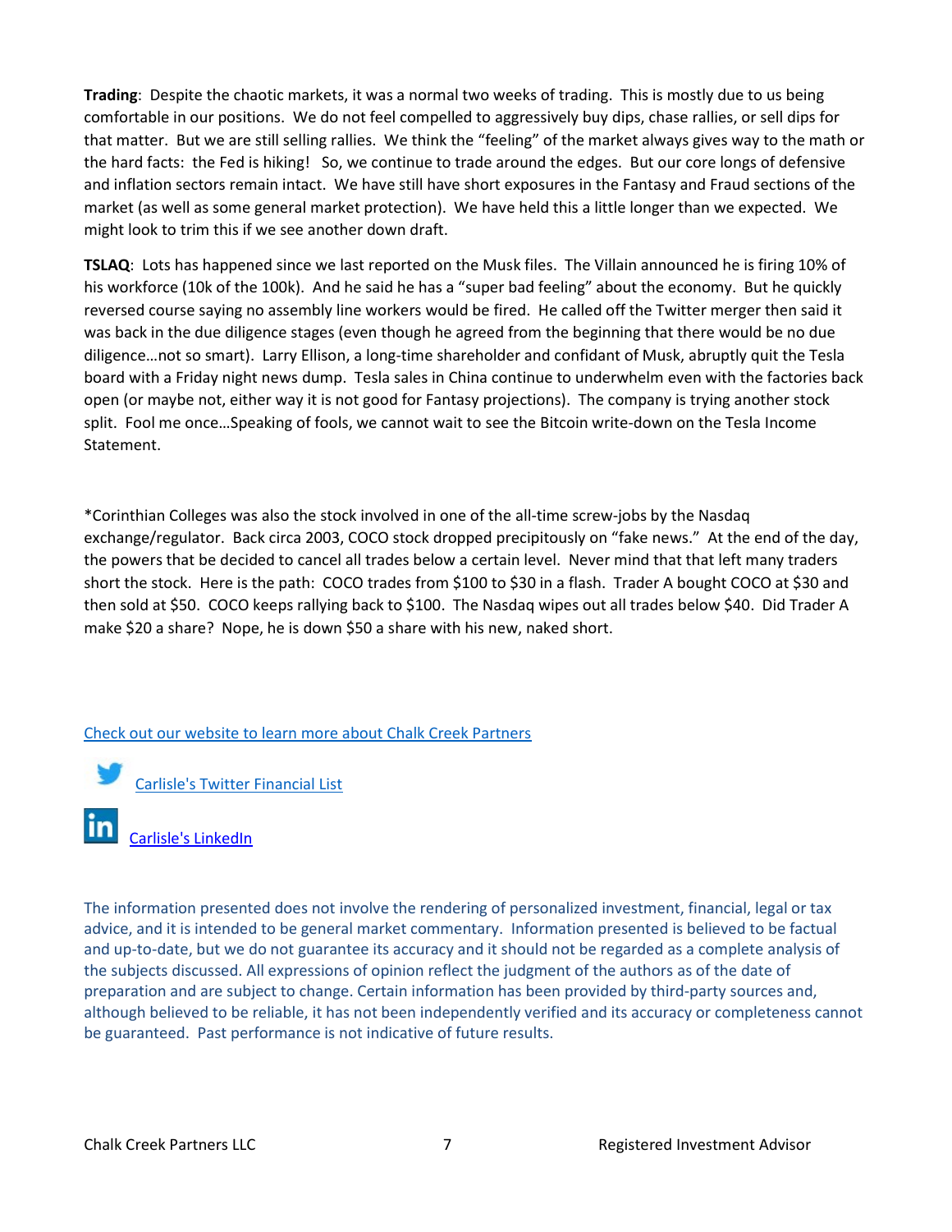**Trading**: Despite the chaotic markets, it was a normal two weeks of trading. This is mostly due to us being comfortable in our positions. We do not feel compelled to aggressively buy dips, chase rallies, or sell dips for that matter. But we are still selling rallies. We think the "feeling" of the market always gives way to the math or the hard facts: the Fed is hiking! So, we continue to trade around the edges. But our core longs of defensive and inflation sectors remain intact. We have still have short exposures in the Fantasy and Fraud sections of the market (as well as some general market protection). We have held this a little longer than we expected. We might look to trim this if we see another down draft.

**TSLAQ**: Lots has happened since we last reported on the Musk files. The Villain announced he is firing 10% of his workforce (10k of the 100k). And he said he has a "super bad feeling" about the economy. But he quickly reversed course saying no assembly line workers would be fired. He called off the Twitter merger then said it was back in the due diligence stages (even though he agreed from the beginning that there would be no due diligence…not so smart). Larry Ellison, a long-time shareholder and confidant of Musk, abruptly quit the Tesla board with a Friday night news dump. Tesla sales in China continue to underwhelm even with the factories back open (or maybe not, either way it is not good for Fantasy projections). The company is trying another stock split. Fool me once…Speaking of fools, we cannot wait to see the Bitcoin write-down on the Tesla Income Statement.

*Corinthian Colleges was also the stock involved in one of the all-time screw-jobs by the Nasdaq exchange/regulator. Back circa 2003, COCO stock dropped precipitously on "fake news." At the end of the day, the powers that be decided to cancel all trades below a certain level. Never mind that that left many traders short the stock. Here is the path: COCO trades from $100 to $30 in a flash. Trader A bought COCO at $30 and then sold at $50. COCO keeps rallying back to $100. The Nasdaq wipes out all trades below $40. Did Trader A make $20 a share? Nope, he is down $50 a share with his new, naked short.

[Check out our website to learn more about Chalk Creek Partners]

[Carlisle's Twitter Financial List]

[Carlisle's LinkedIn]

The information presented does not involve the rendering of personalized investment, financial, legal or tax advice, and it is intended to be general market commentary. Information presented is believed to be factual and up-to-date, but we do not guarantee its accuracy and it should not be regarded as a complete analysis of the subjects discussed. All expressions of opinion reflect the judgment of the authors as of the date of preparation and are subject to change. Certain information has been provided by third-party sources and, although believed to be reliable, it has not been independently verified and its accuracy or completeness cannot be guaranteed. Past performance is not indicative of future results.